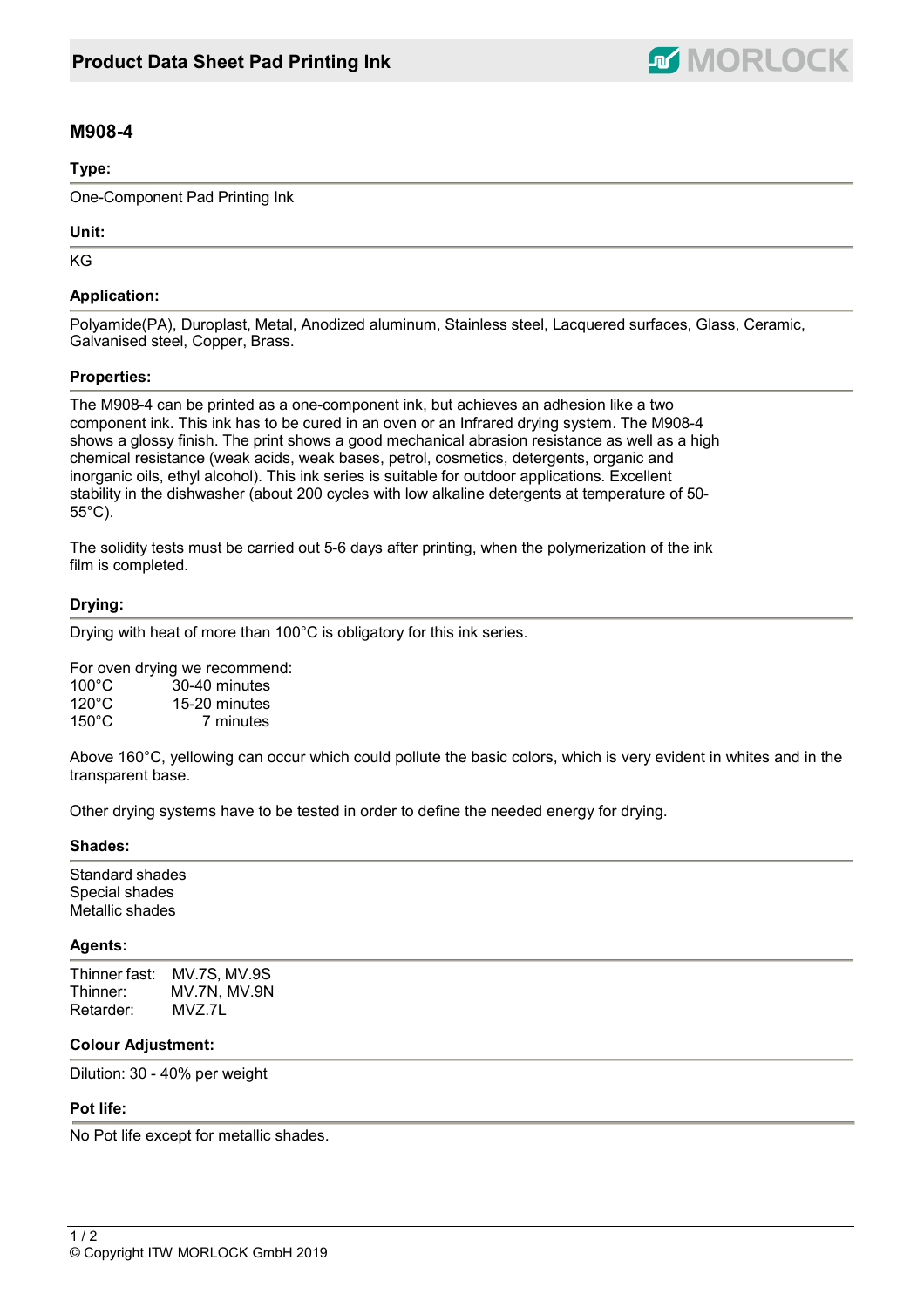# Product Data Sheet Pad Printing Ink

## M908-4

### Type:

One-Component Pad Printing Ink

### Unit:

KG

### Application:

Polyamide(PA), Duroplast, Metal, Anodized aluminum, Stainless steel, Lacquered surfaces, Glass, Ceramic, Galvanised steel, Copper, Brass.

### Properties:

The M908-4 can be printed as a one-component ink, but achieves an adhesion like a two component ink. This ink has to be cured in an oven or an Infrared drying system. The M908-4 shows a glossy finish. The print shows a good mechanical abrasion resistance as well as a high chemical resistance (weak acids, weak bases, petrol, cosmetics, detergents, organic and inorganic oils, ethyl alcohol). This ink series is suitable for outdoor applications. Excellent stability in the dishwasher (about 200 cycles with low alkaline detergents at temperature of 50-55°C).

The solidity tests must be carried out 5-6 days after printing, when the polymerization of the ink film is completed.

### Drying:

Drying with heat of more than 100°C is obligatory for this ink series.

For oven drying we recommend:

| | |
|---|---|
| 100°C | 30-40 minutes |
| 120°C | 15-20 minutes |
| 150°C | 7 minutes |

Above 160°C, yellowing can occur which could pollute the basic colors, which is very evident in whites and in the transparent base.

Other drying systems have to be tested in order to define the needed energy for drying.

### Shades:

Standard shades
Special shades
Metallic shades

### Agents:

| | |
|---|---|
| Thinner fast: | MV.7S, MV.9S |
| Thinner: | MV.7N, MV.9N |
| Retarder: | MVZ.7L |

### Colour Adjustment:

Dilution: 30 - 40% per weight

### Pot life:

No Pot life except for metallic shades.

© Copyright ITW MORLOCK GmbH 2019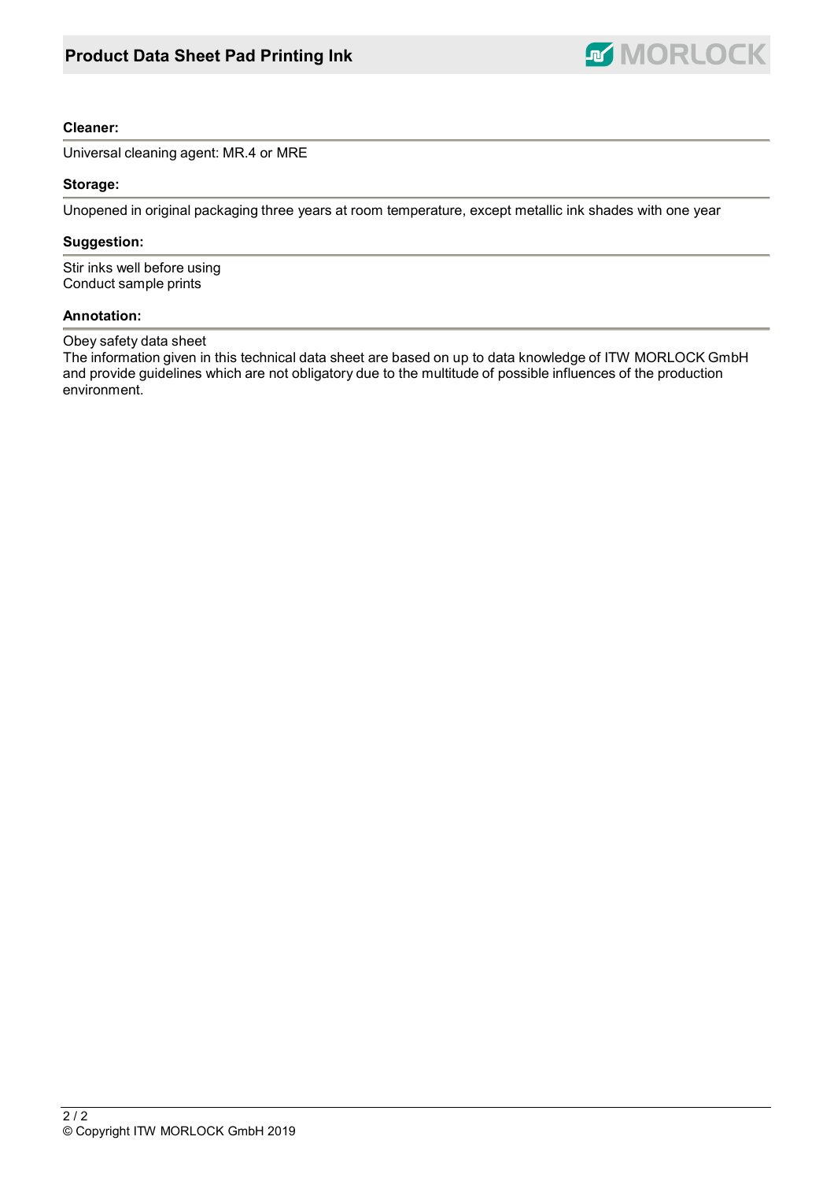**Cleaner:**

Universal cleaning agent: MR.4 or MRE

**Storage:**

Unopened in original packaging three years at room temperature, except metallic ink shades with one year

**Suggestion:**

Stir inks well before using
Conduct sample prints

**Annotation:**

Obey safety data sheet
The information given in this technical data sheet are based on up to data knowledge of ITW MORLOCK GmbH and provide guidelines which are not obligatory due to the multitude of possible influences of the production environment.

© Copyright ITW MORLOCK GmbH 2019